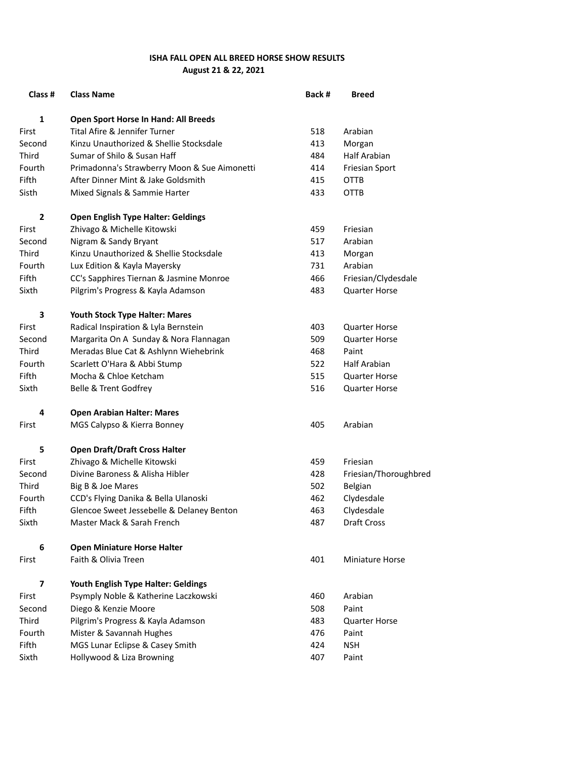**ISHA FALL OPEN ALL BREED HORSE SHOW RESULTS**
**August 21 & 22, 2021**

| Class # | Class Name | Back # | Breed |
|---|---|---|---|
| **1** | **Open Sport Horse In Hand: All Breeds** | | |
| First | Tital Afire & Jennifer Turner | 518 | Arabian |
| Second | Kinzu Unauthorized & Shellie Stocksdale | 413 | Morgan |
| Third | Sumar of Shilo & Susan Haff | 484 | Half Arabian |
| Fourth | Primadonna's Strawberry Moon & Sue Aimonetti | 414 | Friesian Sport |
| Fifth | After Dinner Mint & Jake Goldsmith | 415 | OTTB |
| Sisth | Mixed Signals & Sammie Harter | 433 | OTTB |
| **2** | **Open English Type Halter: Geldings** | | |
| First | Zhivago & Michelle Kitowski | 459 | Friesian |
| Second | Nigram & Sandy Bryant | 517 | Arabian |
| Third | Kinzu Unauthorized & Shellie Stocksdale | 413 | Morgan |
| Fourth | Lux Edition & Kayla Mayersky | 731 | Arabian |
| Fifth | CC's Sapphires Tiernan & Jasmine Monroe | 466 | Friesian/Clydesdale |
| Sixth | Pilgrim's Progress & Kayla Adamson | 483 | Quarter Horse |
| **3** | **Youth Stock Type Halter: Mares** | | |
| First | Radical Inspiration & Lyla Bernstein | 403 | Quarter Horse |
| Second | Margarita On A Sunday & Nora Flannagan | 509 | Quarter Horse |
| Third | Meradas Blue Cat & Ashlynn Wiehebrink | 468 | Paint |
| Fourth | Scarlett O'Hara & Abbi Stump | 522 | Half Arabian |
| Fifth | Mocha & Chloe Ketcham | 515 | Quarter Horse |
| Sixth | Belle & Trent Godfrey | 516 | Quarter Horse |
| **4** | **Open Arabian Halter: Mares** | | |
| First | MGS Calypso & Kierra Bonney | 405 | Arabian |
| **5** | **Open Draft/Draft Cross Halter** | | |
| First | Zhivago & Michelle Kitowski | 459 | Friesian |
| Second | Divine Baroness & Alisha Hibler | 428 | Friesian/Thoroughbred |
| Third | Big B & Joe Mares | 502 | Belgian |
| Fourth | CCD's Flying Danika & Bella Ulanoski | 462 | Clydesdale |
| Fifth | Glencoe Sweet Jessebelle & Delaney Benton | 463 | Clydesdale |
| Sixth | Master Mack & Sarah French | 487 | Draft Cross |
| **6** | **Open Miniature Horse Halter** | | |
| First | Faith & Olivia Treen | 401 | Miniature Horse |
| **7** | **Youth English Type Halter: Geldings** | | |
| First | Psymply Noble & Katherine Laczkowski | 460 | Arabian |
| Second | Diego & Kenzie Moore | 508 | Paint |
| Third | Pilgrim's Progress & Kayla Adamson | 483 | Quarter Horse |
| Fourth | Mister & Savannah Hughes | 476 | Paint |
| Fifth | MGS Lunar Eclipse & Casey Smith | 424 | NSH |
| Sixth | Hollywood & Liza Browning | 407 | Paint |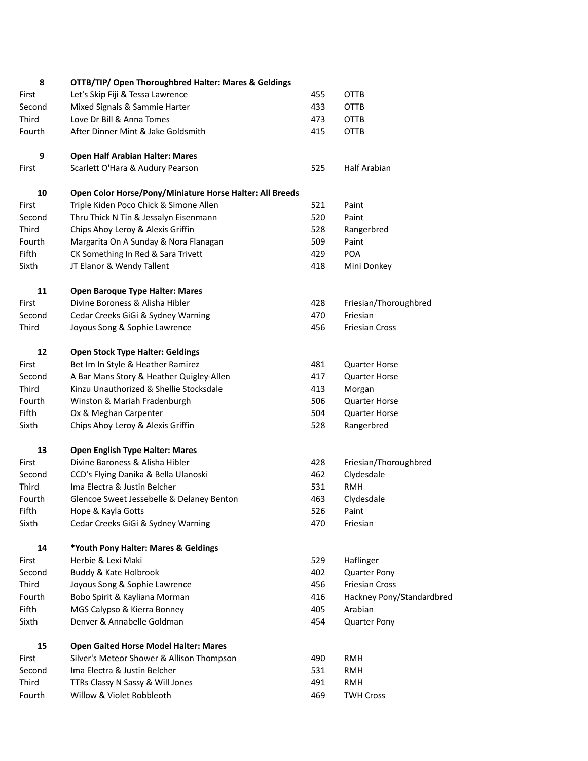| 8 | OTTB/TIP/ Open Thoroughbred Halter: Mares & Geldings | | |
|---|---|---|---|
| First | Let's Skip Fiji & Tessa Lawrence | 455 | OTTB |
| Second | Mixed Signals & Sammie Harter | 433 | OTTB |
| Third | Love Dr Bill & Anna Tomes | 473 | OTTB |
| Fourth | After Dinner Mint & Jake Goldsmith | 415 | OTTB |

| 9 | Open Half Arabian Halter: Mares | | |
|---|---|---|---|
| First | Scarlett O'Hara & Audury Pearson | 525 | Half Arabian |

| 10 | Open Color Horse/Pony/Miniature Horse Halter: All Breeds | | |
|---|---|---|---|
| First | Triple Kiden Poco Chick & Simone Allen | 521 | Paint |
| Second | Thru Thick N Tin & Jessalyn Eisenmann | 520 | Paint |
| Third | Chips Ahoy Leroy & Alexis Griffin | 528 | Rangerbred |
| Fourth | Margarita On A Sunday & Nora Flanagan | 509 | Paint |
| Fifth | CK Something In Red & Sara Trivett | 429 | POA |
| Sixth | JT Elanor & Wendy Tallent | 418 | Mini Donkey |

| 11 | Open Baroque Type Halter: Mares | | |
|---|---|---|---|
| First | Divine Boroness & Alisha Hibler | 428 | Friesian/Thoroughbred |
| Second | Cedar Creeks GiGi & Sydney Warning | 470 | Friesian |
| Third | Joyous Song & Sophie Lawrence | 456 | Friesian Cross |

| 12 | Open Stock Type Halter: Geldings | | |
|---|---|---|---|
| First | Bet Im In Style & Heather Ramirez | 481 | Quarter Horse |
| Second | A Bar Mans Story & Heather Quigley-Allen | 417 | Quarter Horse |
| Third | Kinzu Unauthorized & Shellie Stocksdale | 413 | Morgan |
| Fourth | Winston & Mariah Fradenburgh | 506 | Quarter Horse |
| Fifth | Ox & Meghan Carpenter | 504 | Quarter Horse |
| Sixth | Chips Ahoy Leroy & Alexis Griffin | 528 | Rangerbred |

| 13 | Open English Type Halter: Mares | | |
|---|---|---|---|
| First | Divine Baroness & Alisha Hibler | 428 | Friesian/Thoroughbred |
| Second | CCD's Flying Danika & Bella Ulanoski | 462 | Clydesdale |
| Third | Ima Electra & Justin Belcher | 531 | RMH |
| Fourth | Glencoe Sweet Jessebelle & Delaney Benton | 463 | Clydesdale |
| Fifth | Hope & Kayla Gotts | 526 | Paint |
| Sixth | Cedar Creeks GiGi & Sydney Warning | 470 | Friesian |

| 14 | *Youth Pony Halter: Mares & Geldings | | |
|---|---|---|---|
| First | Herbie & Lexi Maki | 529 | Haflinger |
| Second | Buddy & Kate Holbrook | 402 | Quarter Pony |
| Third | Joyous Song & Sophie Lawrence | 456 | Friesian Cross |
| Fourth | Bobo Spirit & Kayliana Morman | 416 | Hackney Pony/Standardbred |
| Fifth | MGS Calypso & Kierra Bonney | 405 | Arabian |
| Sixth | Denver & Annabelle Goldman | 454 | Quarter Pony |

| 15 | Open Gaited Horse Model Halter: Mares | | |
|---|---|---|---|
| First | Silver's Meteor Shower & Allison Thompson | 490 | RMH |
| Second | Ima Electra & Justin Belcher | 531 | RMH |
| Third | TTRs Classy N Sassy & Will Jones | 491 | RMH |
| Fourth | Willow & Violet Robbleoth | 469 | TWH Cross |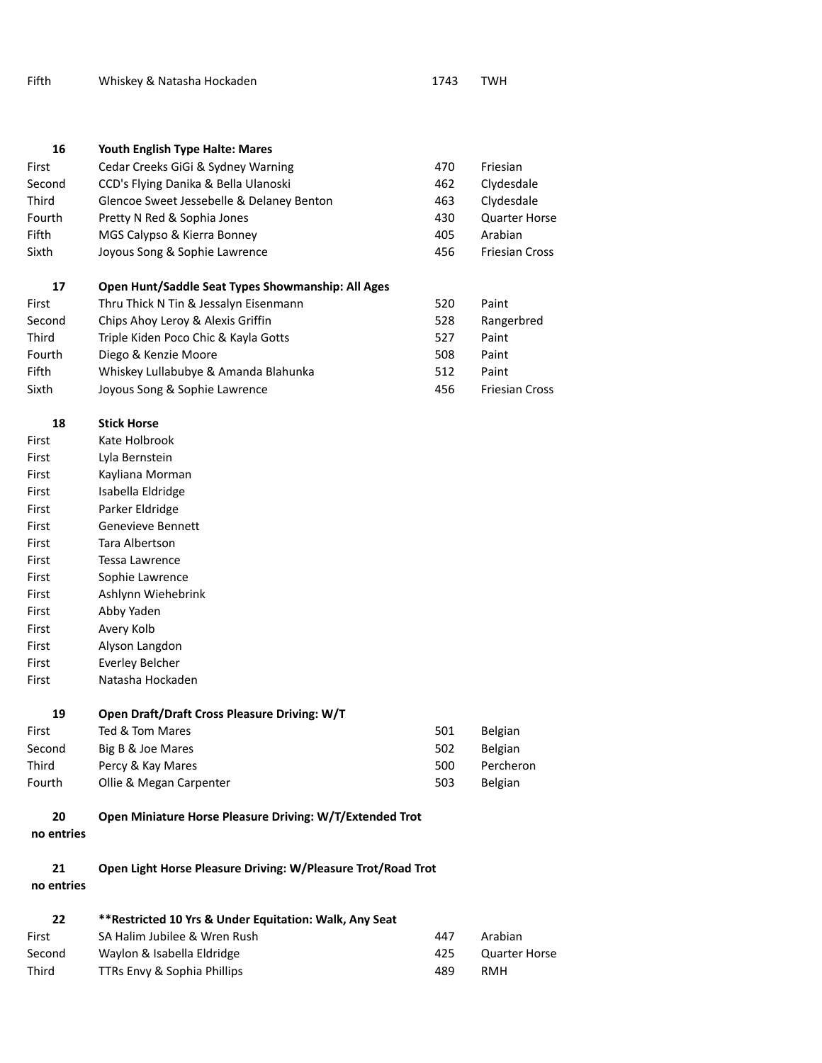| | | | |
|---|---|---|---|
| Fifth | Whiskey & Natasha Hockaden | 1743 | TWH |

**16 Youth English Type Halte: Mares**

| | | | |
|---|---|---|---|
| First | Cedar Creeks GiGi & Sydney Warning | 470 | Friesian |
| Second | CCD's Flying Danika & Bella Ulanoski | 462 | Clydesdale |
| Third | Glencoe Sweet Jessebelle & Delaney Benton | 463 | Clydesdale |
| Fourth | Pretty N Red & Sophia Jones | 430 | Quarter Horse |
| Fifth | MGS Calypso & Kierra Bonney | 405 | Arabian |
| Sixth | Joyous Song & Sophie Lawrence | 456 | Friesian Cross |

**17 Open Hunt/Saddle Seat Types Showmanship: All Ages**

| | | | |
|---|---|---|---|
| First | Thru Thick N Tin & Jessalyn Eisenmann | 520 | Paint |
| Second | Chips Ahoy Leroy & Alexis Griffin | 528 | Rangerbred |
| Third | Triple Kiden Poco Chic & Kayla Gotts | 527 | Paint |
| Fourth | Diego & Kenzie Moore | 508 | Paint |
| Fifth | Whiskey Lullabubye & Amanda Blahunka | 512 | Paint |
| Sixth | Joyous Song & Sophie Lawrence | 456 | Friesian Cross |

**18 Stick Horse**

| | |
|---|---|
| First | Kate Holbrook |
| First | Lyla Bernstein |
| First | Kayliana Morman |
| First | Isabella Eldridge |
| First | Parker Eldridge |
| First | Genevieve Bennett |
| First | Tara Albertson |
| First | Tessa Lawrence |
| First | Sophie Lawrence |
| First | Ashlynn Wiehebrink |
| First | Abby Yaden |
| First | Avery Kolb |
| First | Alyson Langdon |
| First | Everley Belcher |
| First | Natasha Hockaden |

**19 Open Draft/Draft Cross Pleasure Driving: W/T**

| | | | |
|---|---|---|---|
| First | Ted & Tom Mares | 501 | Belgian |
| Second | Big B & Joe Mares | 502 | Belgian |
| Third | Percy & Kay Mares | 500 | Percheron |
| Fourth | Ollie & Megan Carpenter | 503 | Belgian |

**20 Open Miniature Horse Pleasure Driving: W/T/Extended Trot**

no entries

**21 Open Light Horse Pleasure Driving: W/Pleasure Trot/Road Trot**

no entries

**22 **Restricted 10 Yrs & Under Equitation: Walk, Any Seat**

| | | | |
|---|---|---|---|
| First | SA Halim Jubilee & Wren Rush | 447 | Arabian |
| Second | Waylon & Isabella Eldridge | 425 | Quarter Horse |
| Third | TTRs Envy & Sophia Phillips | 489 | RMH |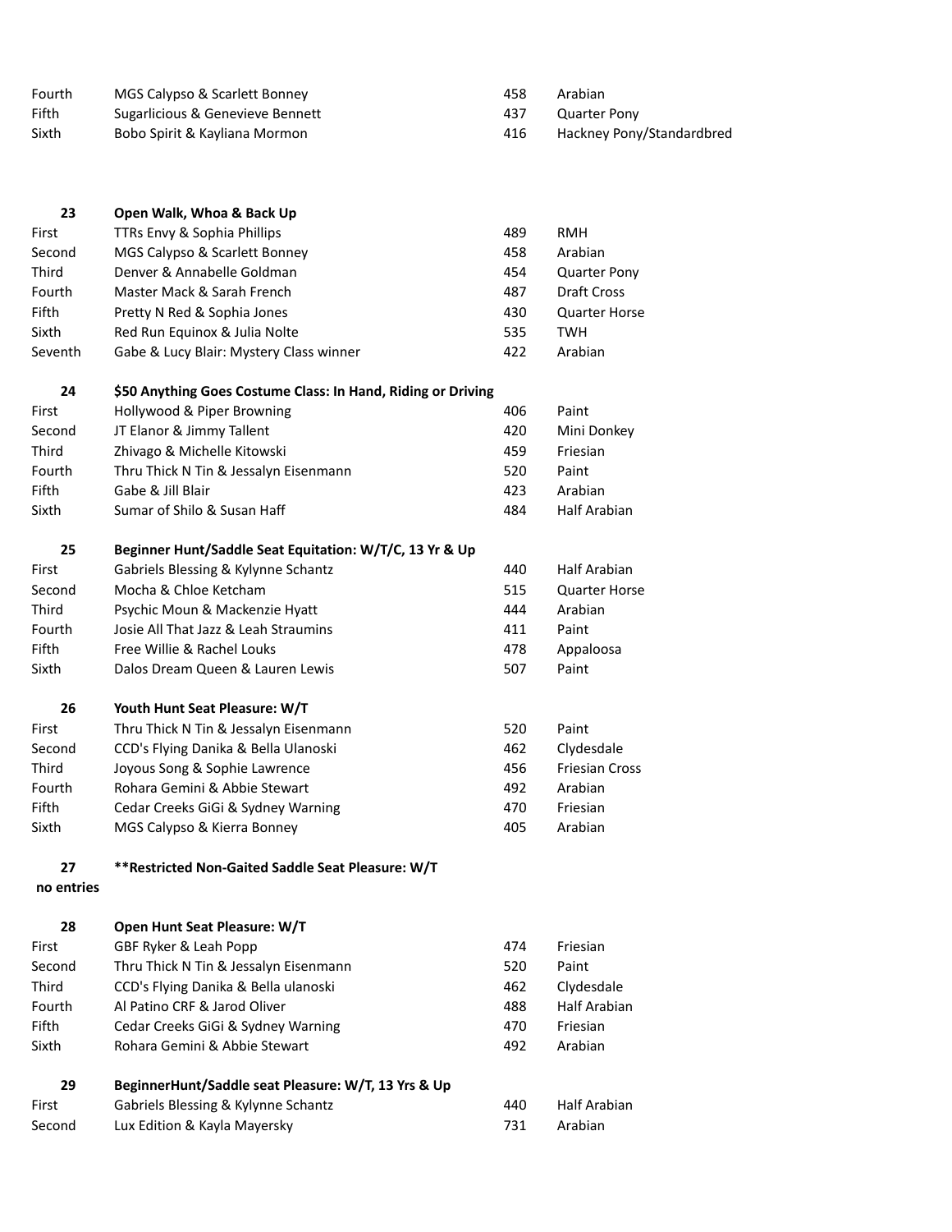| | | | |
|---|---|---|---|
| Fourth | MGS Calypso & Scarlett Bonney | 458 | Arabian |
| Fifth | Sugarlicious & Genevieve Bennett | 437 | Quarter Pony |
| Sixth | Bobo Spirit & Kayliana Mormon | 416 | Hackney Pony/Standardbred |

| **23** | **Open Walk, Whoa & Back Up** | | |
|---|---|---|---|
| First | TTRs Envy & Sophia Phillips | 489 | RMH |
| Second | MGS Calypso & Scarlett Bonney | 458 | Arabian |
| Third | Denver & Annabelle Goldman | 454 | Quarter Pony |
| Fourth | Master Mack & Sarah French | 487 | Draft Cross |
| Fifth | Pretty N Red & Sophia Jones | 430 | Quarter Horse |
| Sixth | Red Run Equinox & Julia Nolte | 535 | TWH |
| Seventh | Gabe & Lucy Blair: Mystery Class winner | 422 | Arabian |

| **24** | **$50 Anything Goes Costume Class: In Hand, Riding or Driving** | | |
|---|---|---|---|
| First | Hollywood & Piper Browning | 406 | Paint |
| Second | JT Elanor & Jimmy Tallent | 420 | Mini Donkey |
| Third | Zhivago & Michelle Kitowski | 459 | Friesian |
| Fourth | Thru Thick N Tin & Jessalyn Eisenmann | 520 | Paint |
| Fifth | Gabe & Jill Blair | 423 | Arabian |
| Sixth | Sumar of Shilo & Susan Haff | 484 | Half Arabian |

| **25** | **Beginner Hunt/Saddle Seat Equitation: W/T/C, 13 Yr & Up** | | |
|---|---|---|---|
| First | Gabriels Blessing & Kylynne Schantz | 440 | Half Arabian |
| Second | Mocha & Chloe Ketcham | 515 | Quarter Horse |
| Third | Psychic Moun & Mackenzie Hyatt | 444 | Arabian |
| Fourth | Josie All That Jazz & Leah Straumins | 411 | Paint |
| Fifth | Free Willie & Rachel Louks | 478 | Appaloosa |
| Sixth | Dalos Dream Queen & Lauren Lewis | 507 | Paint |

| **26** | **Youth Hunt Seat Pleasure: W/T** | | |
|---|---|---|---|
| First | Thru Thick N Tin & Jessalyn Eisenmann | 520 | Paint |
| Second | CCD's Flying Danika & Bella Ulanoski | 462 | Clydesdale |
| Third | Joyous Song & Sophie Lawrence | 456 | Friesian Cross |
| Fourth | Rohara Gemini & Abbie Stewart | 492 | Arabian |
| Fifth | Cedar Creeks GiGi & Sydney Warning | 470 | Friesian |
| Sixth | MGS Calypso & Kierra Bonney | 405 | Arabian |

| **27** | **Restricted Non-Gaited Saddle Seat Pleasure: W/T** | | |
|---|---|---|---|
| **no entries** | | | |

| **28** | **Open Hunt Seat Pleasure: W/T** | | |
|---|---|---|---|
| First | GBF Ryker & Leah Popp | 474 | Friesian |
| Second | Thru Thick N Tin & Jessalyn Eisenmann | 520 | Paint |
| Third | CCD's Flying Danika & Bella ulanoski | 462 | Clydesdale |
| Fourth | Al Patino CRF & Jarod Oliver | 488 | Half Arabian |
| Fifth | Cedar Creeks GiGi & Sydney Warning | 470 | Friesian |
| Sixth | Rohara Gemini & Abbie Stewart | 492 | Arabian |

| **29** | **BeginnerHunt/Saddle seat Pleasure: W/T, 13 Yrs & Up** | | |
|---|---|---|---|
| First | Gabriels Blessing & Kylynne Schantz | 440 | Half Arabian |
| Second | Lux Edition & Kayla Mayersky | 731 | Arabian |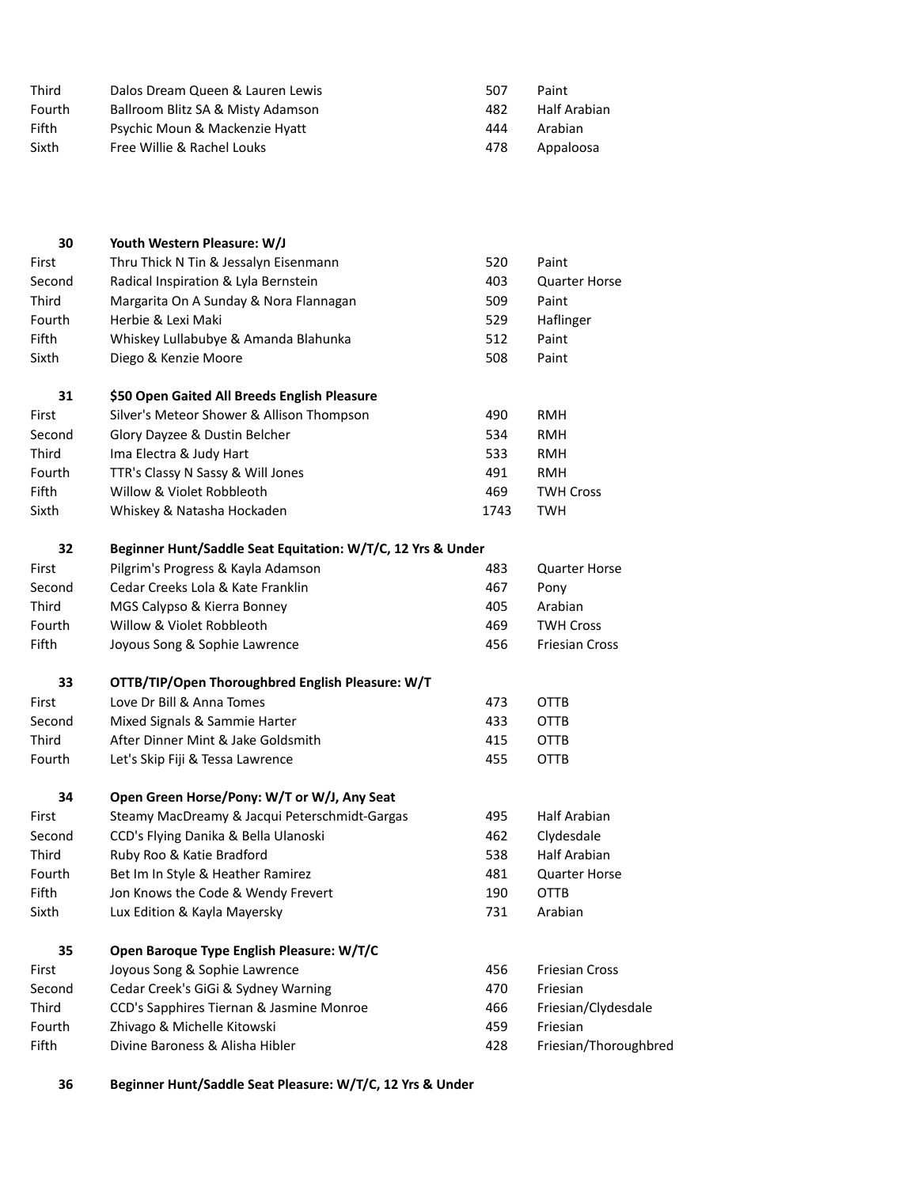| | | | |
|---|---|---|---|
| Third | Dalos Dream Queen & Lauren Lewis | 507 | Paint |
| Fourth | Ballroom Blitz SA & Misty Adamson | 482 | Half Arabian |
| Fifth | Psychic Moun & Mackenzie Hyatt | 444 | Arabian |
| Sixth | Free Willie & Rachel Louks | 478 | Appaloosa |

| **30** | **Youth Western Pleasure: W/J** | | |
|---|---|---|---|
| First | Thru Thick N Tin & Jessalyn Eisenmann | 520 | Paint |
| Second | Radical Inspiration & Lyla Bernstein | 403 | Quarter Horse |
| Third | Margarita On A Sunday & Nora Flannagan | 509 | Paint |
| Fourth | Herbie & Lexi Maki | 529 | Haflinger |
| Fifth | Whiskey Lullabubye & Amanda Blahunka | 512 | Paint |
| Sixth | Diego & Kenzie Moore | 508 | Paint |

| **31** | **$50 Open Gaited All Breeds English Pleasure** | | |
|---|---|---|---|
| First | Silver's Meteor Shower & Allison Thompson | 490 | RMH |
| Second | Glory Dayzee & Dustin Belcher | 534 | RMH |
| Third | Ima Electra & Judy Hart | 533 | RMH |
| Fourth | TTR's Classy N Sassy & Will Jones | 491 | RMH |
| Fifth | Willow & Violet Robbleoth | 469 | TWH Cross |
| Sixth | Whiskey & Natasha Hockaden | 1743 | TWH |

| **32** | **Beginner Hunt/Saddle Seat Equitation: W/T/C, 12 Yrs & Under** | | |
|---|---|---|---|
| First | Pilgrim's Progress & Kayla Adamson | 483 | Quarter Horse |
| Second | Cedar Creeks Lola & Kate Franklin | 467 | Pony |
| Third | MGS Calypso & Kierra Bonney | 405 | Arabian |
| Fourth | Willow & Violet Robbleoth | 469 | TWH Cross |
| Fifth | Joyous Song & Sophie Lawrence | 456 | Friesian Cross |

| **33** | **OTTB/TIP/Open Thoroughbred English Pleasure: W/T** | | |
|---|---|---|---|
| First | Love Dr Bill & Anna Tomes | 473 | OTTB |
| Second | Mixed Signals & Sammie Harter | 433 | OTTB |
| Third | After Dinner Mint & Jake Goldsmith | 415 | OTTB |
| Fourth | Let's Skip Fiji & Tessa Lawrence | 455 | OTTB |

| **34** | **Open Green Horse/Pony: W/T or W/J, Any Seat** | | |
|---|---|---|---|
| First | Steamy MacDreamy & Jacqui Peterschmidt-Gargas | 495 | Half Arabian |
| Second | CCD's Flying Danika & Bella Ulanoski | 462 | Clydesdale |
| Third | Ruby Roo & Katie Bradford | 538 | Half Arabian |
| Fourth | Bet Im In Style & Heather Ramirez | 481 | Quarter Horse |
| Fifth | Jon Knows the Code & Wendy Frevert | 190 | OTTB |
| Sixth | Lux Edition & Kayla Mayersky | 731 | Arabian |

| **35** | **Open Baroque Type English Pleasure: W/T/C** | | |
|---|---|---|---|
| First | Joyous Song & Sophie Lawrence | 456 | Friesian Cross |
| Second | Cedar Creek's GiGi & Sydney Warning | 470 | Friesian |
| Third | CCD's Sapphires Tiernan & Jasmine Monroe | 466 | Friesian/Clydesdale |
| Fourth | Zhivago & Michelle Kitowski | 459 | Friesian |
| Fifth | Divine Baroness & Alisha Hibler | 428 | Friesian/Thoroughbred |

| **36** | **Beginner Hunt/Saddle Seat Pleasure: W/T/C, 12 Yrs & Under** | | |
|---|---|---|---|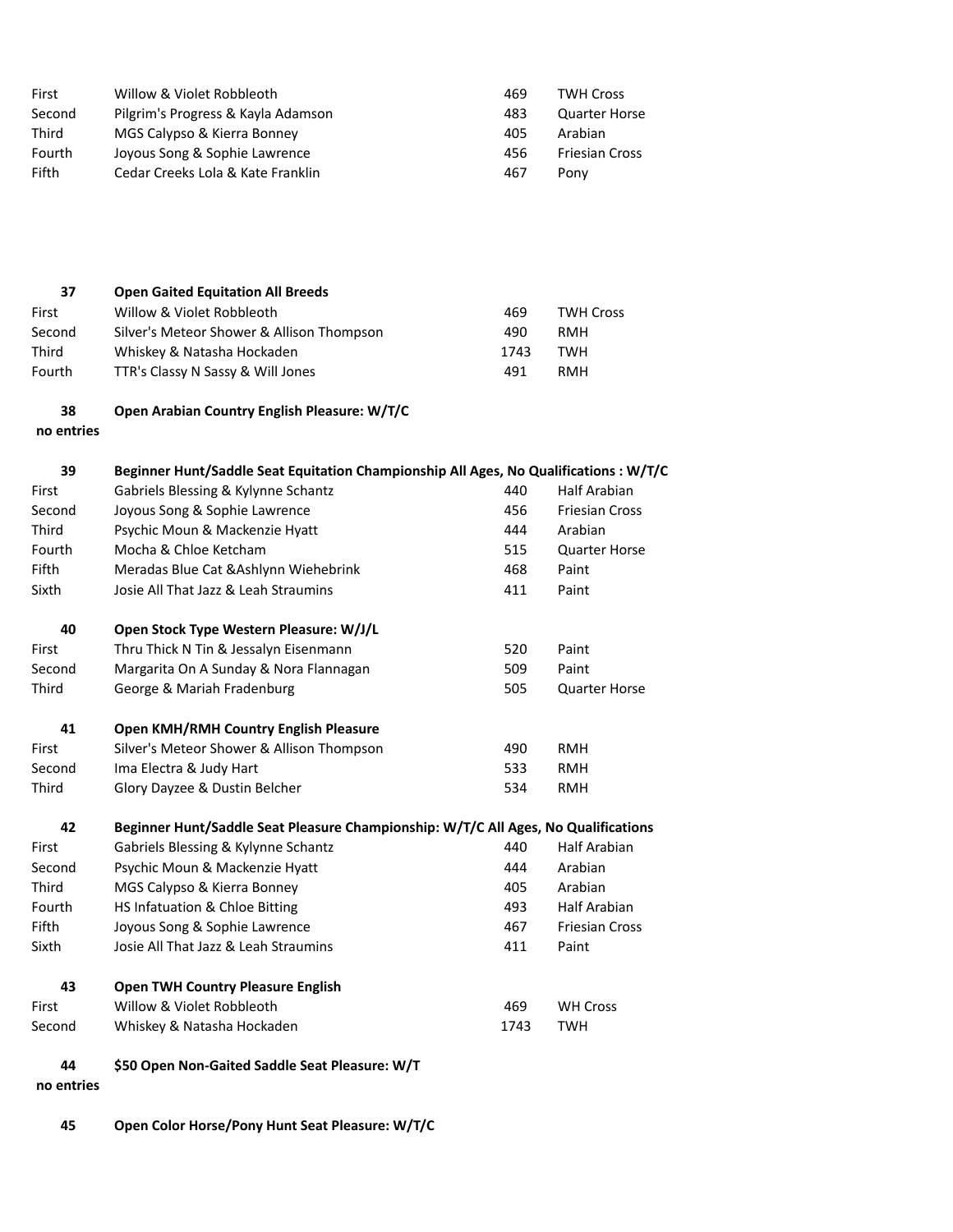| | | | |
|---|---|---|---|
| First | Willow & Violet Robbleoth | 469 | TWH Cross |
| Second | Pilgrim's Progress & Kayla Adamson | 483 | Quarter Horse |
| Third | MGS Calypso & Kierra Bonney | 405 | Arabian |
| Fourth | Joyous Song & Sophie Lawrence | 456 | Friesian Cross |
| Fifth | Cedar Creeks Lola & Kate Franklin | 467 | Pony |

**37 Open Gaited Equitation All Breeds**

| | | | |
|---|---|---|---|
| First | Willow & Violet Robbleoth | 469 | TWH Cross |
| Second | Silver's Meteor Shower & Allison Thompson | 490 | RMH |
| Third | Whiskey & Natasha Hockaden | 1743 | TWH |
| Fourth | TTR's Classy N Sassy & Will Jones | 491 | RMH |

**38 Open Arabian Country English Pleasure: W/T/C**

**no entries**

**39 Beginner Hunt/Saddle Seat Equitation Championship All Ages, No Qualifications : W/T/C**

| | | | |
|---|---|---|---|
| First | Gabriels Blessing & Kylynne Schantz | 440 | Half Arabian |
| Second | Joyous Song & Sophie Lawrence | 456 | Friesian Cross |
| Third | Psychic Moun & Mackenzie Hyatt | 444 | Arabian |
| Fourth | Mocha & Chloe Ketcham | 515 | Quarter Horse |
| Fifth | Meradas Blue Cat &Ashlynn Wiehebrink | 468 | Paint |
| Sixth | Josie All That Jazz & Leah Straumins | 411 | Paint |

**40 Open Stock Type Western Pleasure: W/J/L**

| | | | |
|---|---|---|---|
| First | Thru Thick N Tin & Jessalyn Eisenmann | 520 | Paint |
| Second | Margarita On A Sunday & Nora Flannagan | 509 | Paint |
| Third | George & Mariah Fradenburg | 505 | Quarter Horse |

**41 Open KMH/RMH Country English Pleasure**

| | | | |
|---|---|---|---|
| First | Silver's Meteor Shower & Allison Thompson | 490 | RMH |
| Second | Ima Electra & Judy Hart | 533 | RMH |
| Third | Glory Dayzee & Dustin Belcher | 534 | RMH |

**42 Beginner Hunt/Saddle Seat Pleasure Championship: W/T/C All Ages, No Qualifications**

| | | | |
|---|---|---|---|
| First | Gabriels Blessing & Kylynne Schantz | 440 | Half Arabian |
| Second | Psychic Moun & Mackenzie Hyatt | 444 | Arabian |
| Third | MGS Calypso & Kierra Bonney | 405 | Arabian |
| Fourth | HS Infatuation & Chloe Bitting | 493 | Half Arabian |
| Fifth | Joyous Song & Sophie Lawrence | 467 | Friesian Cross |
| Sixth | Josie All That Jazz & Leah Straumins | 411 | Paint |

**43 Open TWH Country Pleasure English**

| | | | |
|---|---|---|---|
| First | Willow & Violet Robbleoth | 469 | WH Cross |
| Second | Whiskey & Natasha Hockaden | 1743 | TWH |

**44 $50 Open Non-Gaited Saddle Seat Pleasure: W/T**

**no entries**

**45 Open Color Horse/Pony Hunt Seat Pleasure: W/T/C**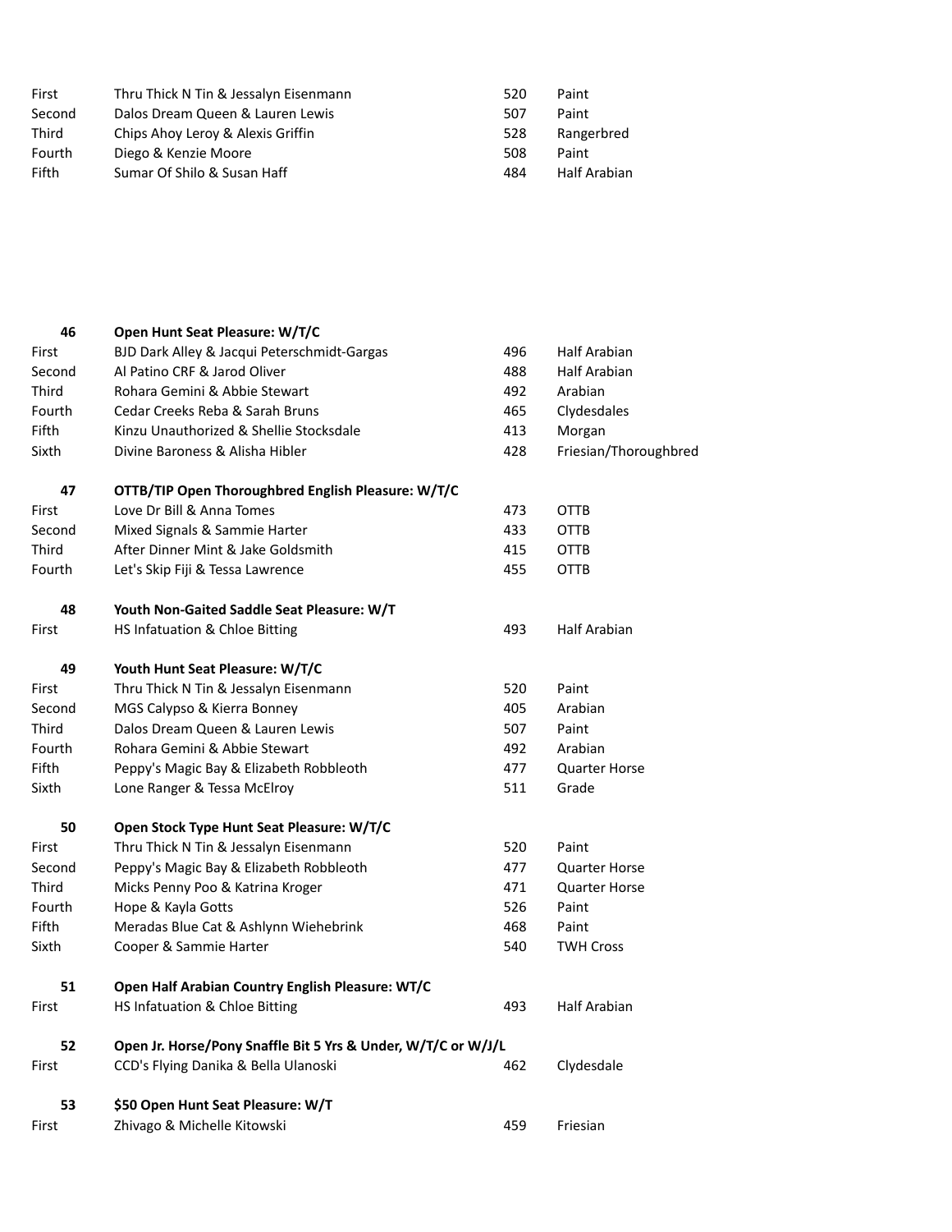| | | | |
|---|---|---|---|
| First | Thru Thick N Tin & Jessalyn Eisenmann | 520 | Paint |
| Second | Dalos Dream Queen & Lauren Lewis | 507 | Paint |
| Third | Chips Ahoy Leroy & Alexis Griffin | 528 | Rangerbred |
| Fourth | Diego & Kenzie Moore | 508 | Paint |
| Fifth | Sumar Of Shilo & Susan Haff | 484 | Half Arabian |

| | | | |
|---|---|---|---|
| **46** | **Open Hunt Seat Pleasure: W/T/C** | | |
| First | BJD Dark Alley & Jacqui Peterschmidt-Gargas | 496 | Half Arabian |
| Second | Al Patino CRF & Jarod Oliver | 488 | Half Arabian |
| Third | Rohara Gemini & Abbie Stewart | 492 | Arabian |
| Fourth | Cedar Creeks Reba & Sarah Bruns | 465 | Clydesdales |
| Fifth | Kinzu Unauthorized & Shellie Stocksdale | 413 | Morgan |
| Sixth | Divine Baroness & Alisha Hibler | 428 | Friesian/Thoroughbred |
| **47** | **OTTB/TIP Open Thoroughbred English Pleasure: W/T/C** | | |
| First | Love Dr Bill & Anna Tomes | 473 | OTTB |
| Second | Mixed Signals & Sammie Harter | 433 | OTTB |
| Third | After Dinner Mint & Jake Goldsmith | 415 | OTTB |
| Fourth | Let's Skip Fiji & Tessa Lawrence | 455 | OTTB |
| **48** | **Youth Non-Gaited Saddle Seat Pleasure: W/T** | | |
| First | HS Infatuation & Chloe Bitting | 493 | Half Arabian |
| **49** | **Youth Hunt Seat Pleasure: W/T/C** | | |
| First | Thru Thick N Tin & Jessalyn Eisenmann | 520 | Paint |
| Second | MGS Calypso & Kierra Bonney | 405 | Arabian |
| Third | Dalos Dream Queen & Lauren Lewis | 507 | Paint |
| Fourth | Rohara Gemini & Abbie Stewart | 492 | Arabian |
| Fifth | Peppy's Magic Bay & Elizabeth Robbleoth | 477 | Quarter Horse |
| Sixth | Lone Ranger & Tessa McElroy | 511 | Grade |
| **50** | **Open Stock Type Hunt Seat Pleasure: W/T/C** | | |
| First | Thru Thick N Tin & Jessalyn Eisenmann | 520 | Paint |
| Second | Peppy's Magic Bay & Elizabeth Robbleoth | 477 | Quarter Horse |
| Third | Micks Penny Poo & Katrina Kroger | 471 | Quarter Horse |
| Fourth | Hope & Kayla Gotts | 526 | Paint |
| Fifth | Meradas Blue Cat & Ashlynn Wiehebrink | 468 | Paint |
| Sixth | Cooper & Sammie Harter | 540 | TWH Cross |
| **51** | **Open Half Arabian Country English Pleasure: WT/C** | | |
| First | HS Infatuation & Chloe Bitting | 493 | Half Arabian |
| **52** | **Open Jr. Horse/Pony Snaffle Bit 5 Yrs & Under, W/T/C or W/J/L** | | |
| First | CCD's Flying Danika & Bella Ulanoski | 462 | Clydesdale |
| **53** | **$50 Open Hunt Seat Pleasure: W/T** | | |
| First | Zhivago & Michelle Kitowski | 459 | Friesian |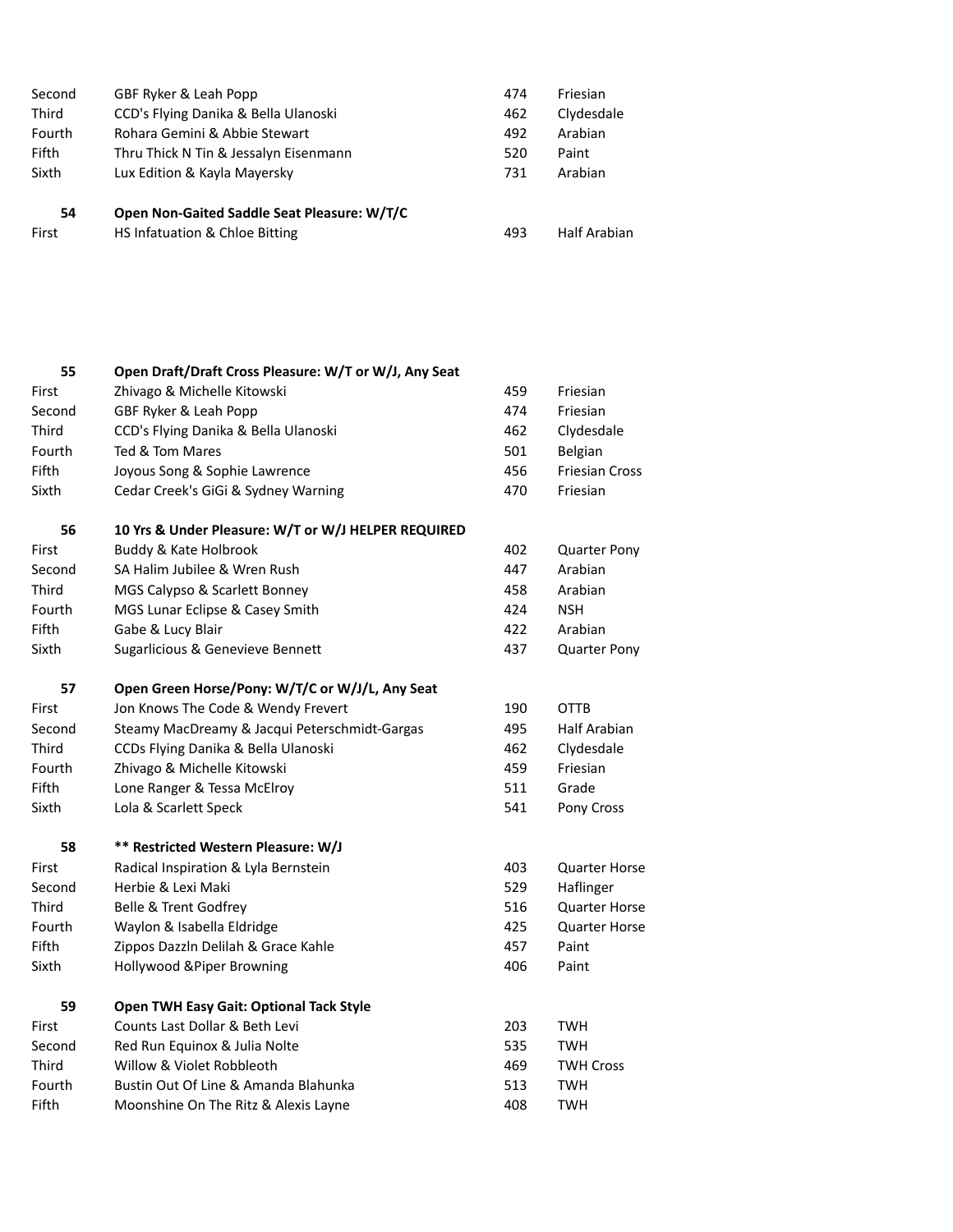| | | | |
|---|---|---|---|
| Second | GBF Ryker & Leah Popp | 474 | Friesian |
| Third | CCD's Flying Danika & Bella Ulanoski | 462 | Clydesdale |
| Fourth | Rohara Gemini & Abbie Stewart | 492 | Arabian |
| Fifth | Thru Thick N Tin & Jessalyn Eisenmann | 520 | Paint |
| Sixth | Lux Edition & Kayla Mayersky | 731 | Arabian |

| 54 | **Open Non-Gaited Saddle Seat Pleasure: W/T/C** | | |
|---|---|---|---|
| First | HS Infatuation & Chloe Bitting | 493 | Half Arabian |

| 55 | **Open Draft/Draft Cross Pleasure: W/T or W/J, Any Seat** | | |
|---|---|---|---|
| First | Zhivago & Michelle Kitowski | 459 | Friesian |
| Second | GBF Ryker & Leah Popp | 474 | Friesian |
| Third | CCD's Flying Danika & Bella Ulanoski | 462 | Clydesdale |
| Fourth | Ted & Tom Mares | 501 | Belgian |
| Fifth | Joyous Song & Sophie Lawrence | 456 | Friesian Cross |
| Sixth | Cedar Creek's GiGi & Sydney Warning | 470 | Friesian |

| 56 | **10 Yrs & Under Pleasure: W/T or W/J HELPER REQUIRED** | | |
|---|---|---|---|
| First | Buddy & Kate Holbrook | 402 | Quarter Pony |
| Second | SA Halim Jubilee & Wren Rush | 447 | Arabian |
| Third | MGS Calypso & Scarlett Bonney | 458 | Arabian |
| Fourth | MGS Lunar Eclipse & Casey Smith | 424 | NSH |
| Fifth | Gabe & Lucy Blair | 422 | Arabian |
| Sixth | Sugarlicious & Genevieve Bennett | 437 | Quarter Pony |

| 57 | **Open Green Horse/Pony: W/T/C or W/J/L, Any Seat** | | |
|---|---|---|---|
| First | Jon Knows The Code & Wendy Frevert | 190 | OTTB |
| Second | Steamy MacDreamy & Jacqui Peterschmidt-Gargas | 495 | Half Arabian |
| Third | CCDs Flying Danika & Bella Ulanoski | 462 | Clydesdale |
| Fourth | Zhivago & Michelle Kitowski | 459 | Friesian |
| Fifth | Lone Ranger & Tessa McElroy | 511 | Grade |
| Sixth | Lola & Scarlett Speck | 541 | Pony Cross |

| 58 | **** Restricted Western Pleasure: W/J** | | |
|---|---|---|---|
| First | Radical Inspiration & Lyla Bernstein | 403 | Quarter Horse |
| Second | Herbie & Lexi Maki | 529 | Haflinger |
| Third | Belle & Trent Godfrey | 516 | Quarter Horse |
| Fourth | Waylon & Isabella Eldridge | 425 | Quarter Horse |
| Fifth | Zippos Dazzln Delilah & Grace Kahle | 457 | Paint |
| Sixth | Hollywood &Piper Browning | 406 | Paint |

| 59 | **Open TWH Easy Gait: Optional Tack Style** | | |
|---|---|---|---|
| First | Counts Last Dollar & Beth Levi | 203 | TWH |
| Second | Red Run Equinox & Julia Nolte | 535 | TWH |
| Third | Willow & Violet Robbleoth | 469 | TWH Cross |
| Fourth | Bustin Out Of Line & Amanda Blahunka | 513 | TWH |
| Fifth | Moonshine On The Ritz & Alexis Layne | 408 | TWH |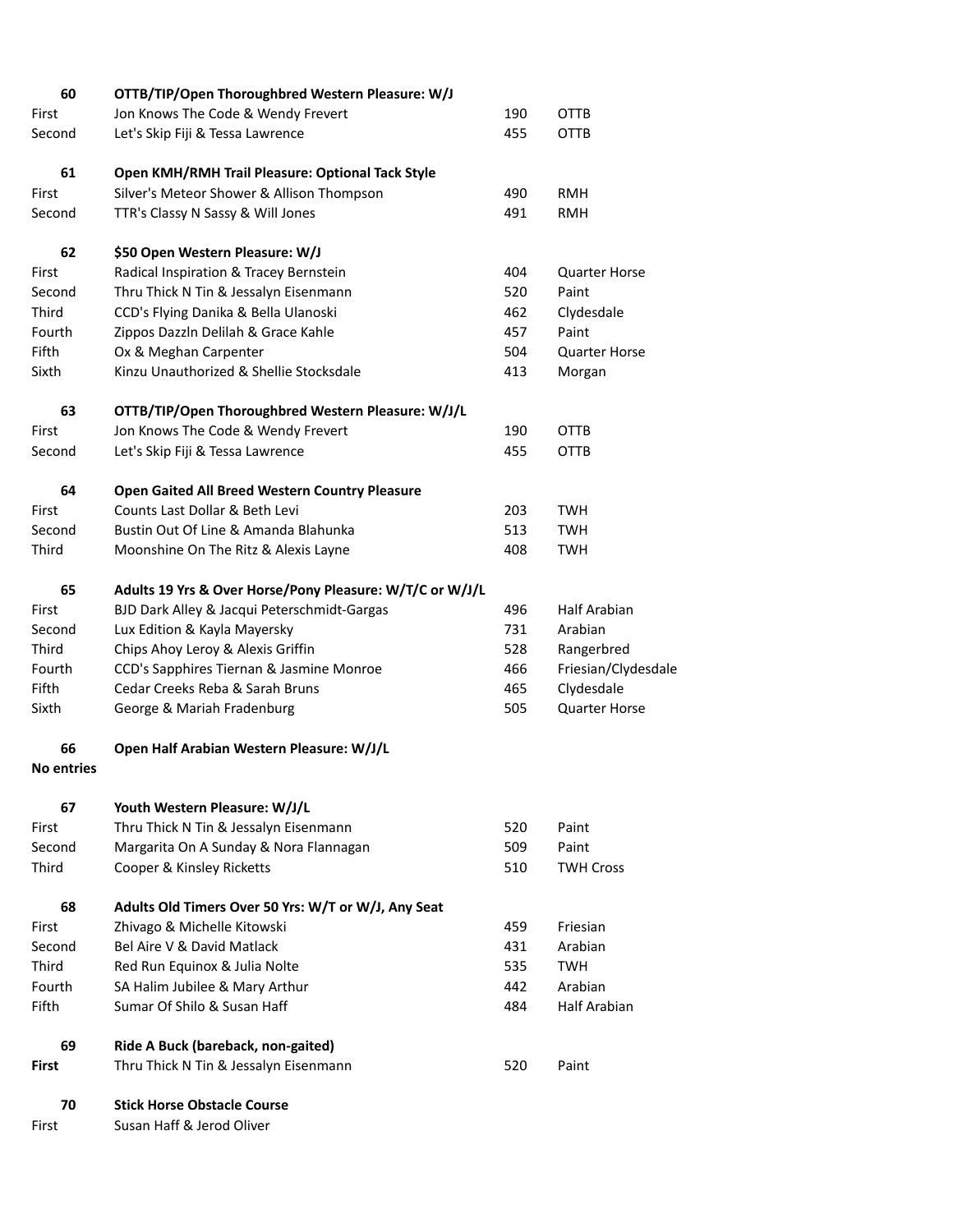**60** **OTTB/TIP/Open Thoroughbred Western Pleasure: W/J**

| | | | |
|---|---|---|---|
| First | Jon Knows The Code & Wendy Frevert | 190 | OTTB |
| Second | Let's Skip Fiji & Tessa Lawrence | 455 | OTTB |

**61** **Open KMH/RMH Trail Pleasure: Optional Tack Style**

| | | | |
|---|---|---|---|
| First | Silver's Meteor Shower & Allison Thompson | 490 | RMH |
| Second | TTR's Classy N Sassy & Will Jones | 491 | RMH |

**62** **$50 Open Western Pleasure: W/J**

| | | | |
|---|---|---|---|
| First | Radical Inspiration & Tracey Bernstein | 404 | Quarter Horse |
| Second | Thru Thick N Tin & Jessalyn Eisenmann | 520 | Paint |
| Third | CCD's Flying Danika & Bella Ulanoski | 462 | Clydesdale |
| Fourth | Zippos Dazzln Delilah & Grace Kahle | 457 | Paint |
| Fifth | Ox & Meghan Carpenter | 504 | Quarter Horse |
| Sixth | Kinzu Unauthorized & Shellie Stocksdale | 413 | Morgan |

**63** **OTTB/TIP/Open Thoroughbred Western Pleasure: W/J/L**

| | | | |
|---|---|---|---|
| First | Jon Knows The Code & Wendy Frevert | 190 | OTTB |
| Second | Let's Skip Fiji & Tessa Lawrence | 455 | OTTB |

**64** **Open Gaited All Breed Western Country Pleasure**

| | | | |
|---|---|---|---|
| First | Counts Last Dollar & Beth Levi | 203 | TWH |
| Second | Bustin Out Of Line & Amanda Blahunka | 513 | TWH |
| Third | Moonshine On The Ritz & Alexis Layne | 408 | TWH |

**65** **Adults 19 Yrs & Over Horse/Pony Pleasure: W/T/C or W/J/L**

| | | | |
|---|---|---|---|
| First | BJD Dark Alley & Jacqui Peterschmidt-Gargas | 496 | Half Arabian |
| Second | Lux Edition & Kayla Mayersky | 731 | Arabian |
| Third | Chips Ahoy Leroy & Alexis Griffin | 528 | Rangerbred |
| Fourth | CCD's Sapphires Tiernan & Jasmine Monroe | 466 | Friesian/Clydesdale |
| Fifth | Cedar Creeks Reba & Sarah Bruns | 465 | Clydesdale |
| Sixth | George & Mariah Fradenburg | 505 | Quarter Horse |

**66** **Open Half Arabian Western Pleasure: W/J/L**

**No entries**

**67** **Youth Western Pleasure: W/J/L**

| | | | |
|---|---|---|---|
| First | Thru Thick N Tin & Jessalyn Eisenmann | 520 | Paint |
| Second | Margarita On A Sunday & Nora Flannagan | 509 | Paint |
| Third | Cooper & Kinsley Ricketts | 510 | TWH Cross |

**68** **Adults Old Timers Over 50 Yrs: W/T or W/J, Any Seat**

| | | | |
|---|---|---|---|
| First | Zhivago & Michelle Kitowski | 459 | Friesian |
| Second | Bel Aire V & David Matlack | 431 | Arabian |
| Third | Red Run Equinox & Julia Nolte | 535 | TWH |
| Fourth | SA Halim Jubilee & Mary Arthur | 442 | Arabian |
| Fifth | Sumar Of Shilo & Susan Haff | 484 | Half Arabian |

**69** **Ride A Buck (bareback, non-gaited)**

| | | | |
|---|---|---|---|
| **First** | Thru Thick N Tin & Jessalyn Eisenmann | 520 | Paint |

**70** **Stick Horse Obstacle Course**

| | |
|---|---|
| First | Susan Haff & Jerod Oliver |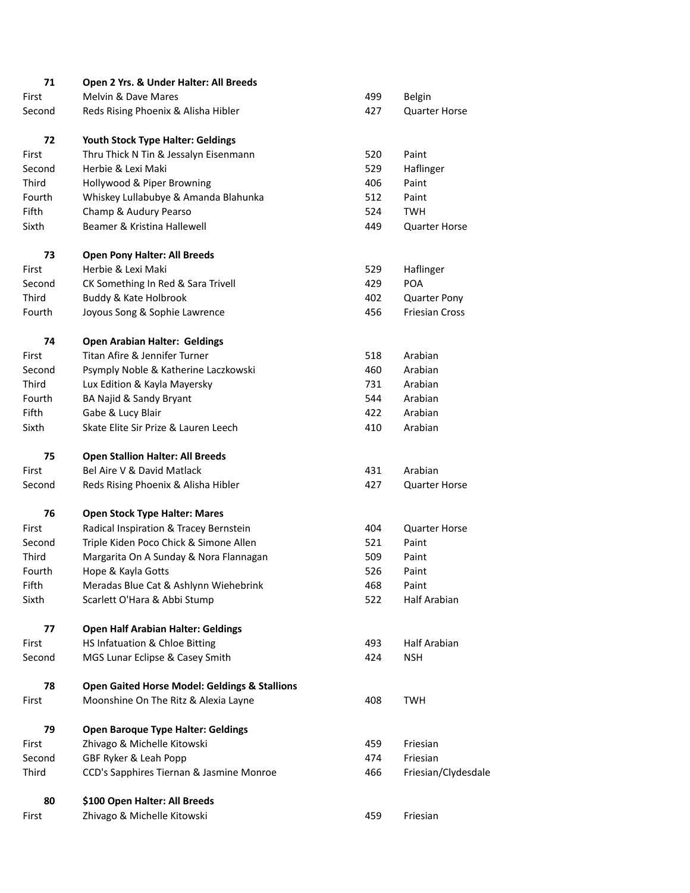| | | | |
|---|---|---|---|
| **71** | **Open 2 Yrs. & Under Halter: All Breeds** | | |
| First | Melvin & Dave Mares | 499 | Belgin |
| Second | Reds Rising Phoenix & Alisha Hibler | 427 | Quarter Horse |
| | | | |
| **72** | **Youth Stock Type Halter: Geldings** | | |
| First | Thru Thick N Tin & Jessalyn Eisenmann | 520 | Paint |
| Second | Herbie & Lexi Maki | 529 | Haflinger |
| Third | Hollywood & Piper Browning | 406 | Paint |
| Fourth | Whiskey Lullabubye & Amanda Blahunka | 512 | Paint |
| Fifth | Champ & Audury Pearso | 524 | TWH |
| Sixth | Beamer & Kristina Hallewell | 449 | Quarter Horse |
| | | | |
| **73** | **Open Pony Halter: All Breeds** | | |
| First | Herbie & Lexi Maki | 529 | Haflinger |
| Second | CK Something In Red & Sara Trivell | 429 | POA |
| Third | Buddy & Kate Holbrook | 402 | Quarter Pony |
| Fourth | Joyous Song & Sophie Lawrence | 456 | Friesian Cross |
| | | | |
| **74** | **Open Arabian Halter: Geldings** | | |
| First | Titan Afire & Jennifer Turner | 518 | Arabian |
| Second | Psymply Noble & Katherine Laczkowski | 460 | Arabian |
| Third | Lux Edition & Kayla Mayersky | 731 | Arabian |
| Fourth | BA Najid & Sandy Bryant | 544 | Arabian |
| Fifth | Gabe & Lucy Blair | 422 | Arabian |
| Sixth | Skate Elite Sir Prize & Lauren Leech | 410 | Arabian |
| | | | |
| **75** | **Open Stallion Halter: All Breeds** | | |
| First | Bel Aire V & David Matlack | 431 | Arabian |
| Second | Reds Rising Phoenix & Alisha Hibler | 427 | Quarter Horse |
| | | | |
| **76** | **Open Stock Type Halter: Mares** | | |
| First | Radical Inspiration & Tracey Bernstein | 404 | Quarter Horse |
| Second | Triple Kiden Poco Chick & Simone Allen | 521 | Paint |
| Third | Margarita On A Sunday & Nora Flannagan | 509 | Paint |
| Fourth | Hope & Kayla Gotts | 526 | Paint |
| Fifth | Meradas Blue Cat & Ashlynn Wiehebrink | 468 | Paint |
| Sixth | Scarlett O'Hara & Abbi Stump | 522 | Half Arabian |
| | | | |
| **77** | **Open Half Arabian Halter: Geldings** | | |
| First | HS Infatuation & Chloe Bitting | 493 | Half Arabian |
| Second | MGS Lunar Eclipse & Casey Smith | 424 | NSH |
| | | | |
| **78** | **Open Gaited Horse Model: Geldings & Stallions** | | |
| First | Moonshine On The Ritz & Alexia Layne | 408 | TWH |
| | | | |
| **79** | **Open Baroque Type Halter: Geldings** | | |
| First | Zhivago & Michelle Kitowski | 459 | Friesian |
| Second | GBF Ryker & Leah Popp | 474 | Friesian |
| Third | CCD's Sapphires Tiernan & Jasmine Monroe | 466 | Friesian/Clydesdale |
| | | | |
| **80** | **$100 Open Halter: All Breeds** | | |
| First | Zhivago & Michelle Kitowski | 459 | Friesian |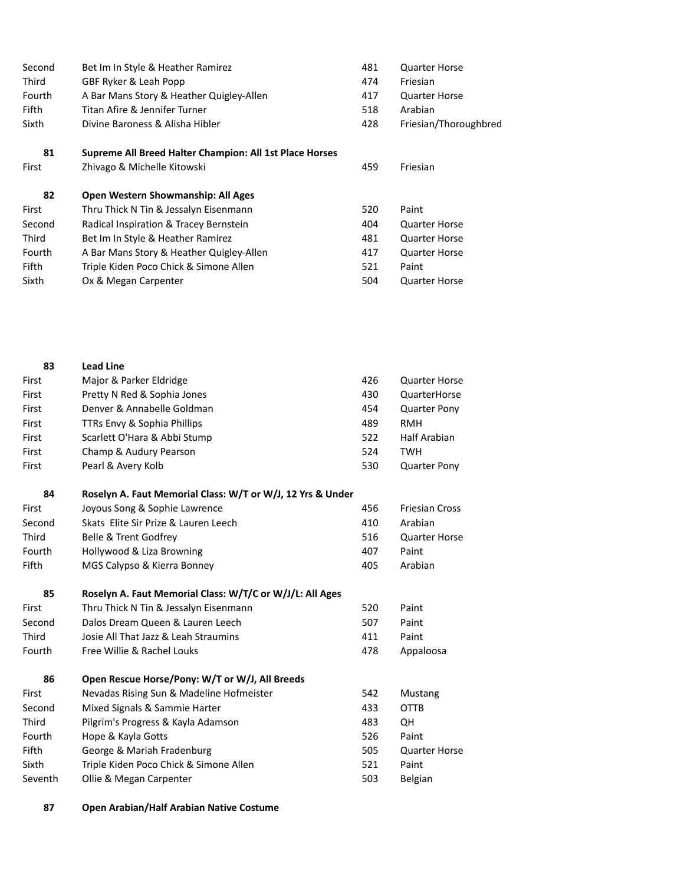| | | | |
|---|---|---|---|
| Second | Bet Im In Style & Heather Ramirez | 481 | Quarter Horse |
| Third | GBF Ryker & Leah Popp | 474 | Friesian |
| Fourth | A Bar Mans Story & Heather Quigley-Allen | 417 | Quarter Horse |
| Fifth | Titan Afire & Jennifer Turner | 518 | Arabian |
| Sixth | Divine Baroness & Alisha Hibler | 428 | Friesian/Thoroughbred |

**81** **Supreme All Breed Halter Champion: All 1st Place Horses**

| | | | |
|---|---|---|---|
| First | Zhivago & Michelle Kitowski | 459 | Friesian |

**82** **Open Western Showmanship: All Ages**

| | | | |
|---|---|---|---|
| First | Thru Thick N Tin & Jessalyn Eisenmann | 520 | Paint |
| Second | Radical Inspiration & Tracey Bernstein | 404 | Quarter Horse |
| Third | Bet Im In Style & Heather Ramirez | 481 | Quarter Horse |
| Fourth | A Bar Mans Story & Heather Quigley-Allen | 417 | Quarter Horse |
| Fifth | Triple Kiden Poco Chick & Simone Allen | 521 | Paint |
| Sixth | Ox & Megan Carpenter | 504 | Quarter Horse |

**83** **Lead Line**

| | | | |
|---|---|---|---|
| First | Major & Parker Eldridge | 426 | Quarter Horse |
| First | Pretty N Red & Sophia Jones | 430 | QuarterHorse |
| First | Denver & Annabelle Goldman | 454 | Quarter Pony |
| First | TTRs Envy & Sophia Phillips | 489 | RMH |
| First | Scarlett O'Hara & Abbi Stump | 522 | Half Arabian |
| First | Champ & Audury Pearson | 524 | TWH |
| First | Pearl & Avery Kolb | 530 | Quarter Pony |

**84** **Roselyn A. Faut Memorial Class: W/T or W/J, 12 Yrs & Under**

| | | | |
|---|---|---|---|
| First | Joyous Song & Sophie Lawrence | 456 | Friesian Cross |
| Second | Skats Elite Sir Prize & Lauren Leech | 410 | Arabian |
| Third | Belle & Trent Godfrey | 516 | Quarter Horse |
| Fourth | Hollywood & Liza Browning | 407 | Paint |
| Fifth | MGS Calypso & Kierra Bonney | 405 | Arabian |

**85** **Roselyn A. Faut Memorial Class: W/T/C or W/J/L: All Ages**

| | | | |
|---|---|---|---|
| First | Thru Thick N Tin & Jessalyn Eisenmann | 520 | Paint |
| Second | Dalos Dream Queen & Lauren Leech | 507 | Paint |
| Third | Josie All That Jazz & Leah Straumins | 411 | Paint |
| Fourth | Free Willie & Rachel Louks | 478 | Appaloosa |

**86** **Open Rescue Horse/Pony: W/T or W/J, All Breeds**

| | | | |
|---|---|---|---|
| First | Nevadas Rising Sun & Madeline Hofmeister | 542 | Mustang |
| Second | Mixed Signals & Sammie Harter | 433 | OTTB |
| Third | Pilgrim's Progress & Kayla Adamson | 483 | QH |
| Fourth | Hope & Kayla Gotts | 526 | Paint |
| Fifth | George & Mariah Fradenburg | 505 | Quarter Horse |
| Sixth | Triple Kiden Poco Chick & Simone Allen | 521 | Paint |
| Seventh | Ollie & Megan Carpenter | 503 | Belgian |

**87** **Open Arabian/Half Arabian Native Costume**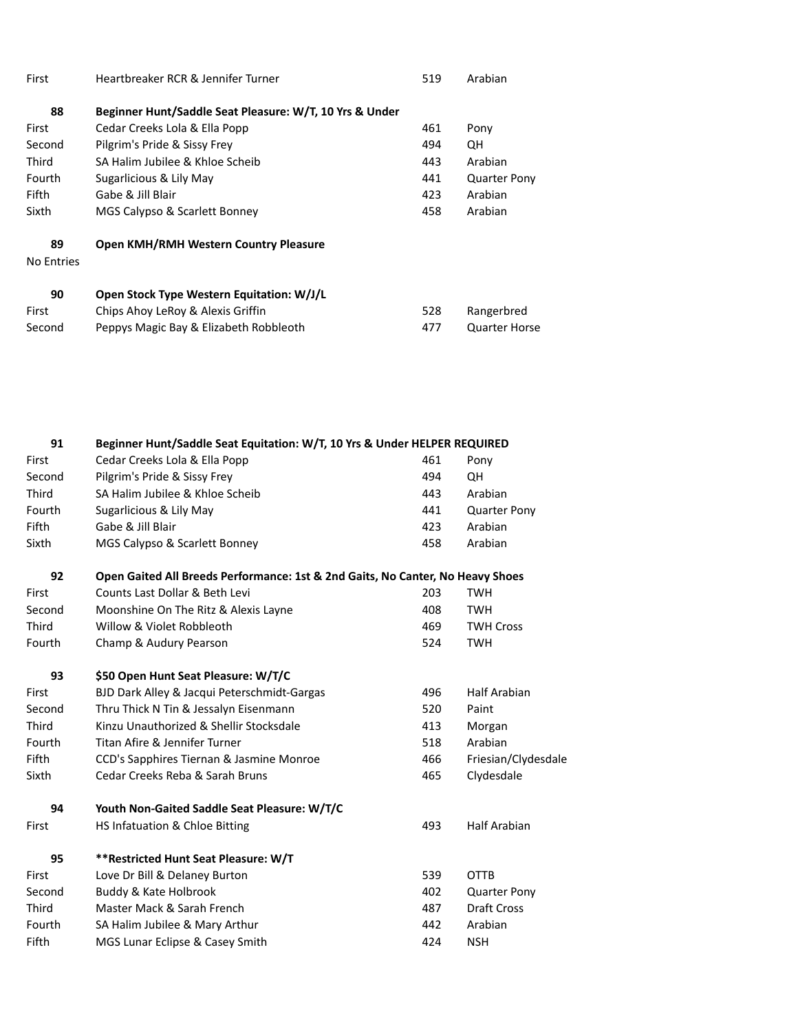| | | | |
|---|---|---|---|
| First | Heartbreaker RCR & Jennifer Turner | 519 | Arabian |

**88** **Beginner Hunt/Saddle Seat Pleasure: W/T, 10 Yrs & Under**

| | | | |
|---|---|---|---|
| First | Cedar Creeks Lola & Ella Popp | 461 | Pony |
| Second | Pilgrim's Pride & Sissy Frey | 494 | QH |
| Third | SA Halim Jubilee & Khloe Scheib | 443 | Arabian |
| Fourth | Sugarlicious & Lily May | 441 | Quarter Pony |
| Fifth | Gabe & Jill Blair | 423 | Arabian |
| Sixth | MGS Calypso & Scarlett Bonney | 458 | Arabian |

**89** **Open KMH/RMH Western Country Pleasure**

No Entries

**90** **Open Stock Type Western Equitation: W/J/L**

| | | | |
|---|---|---|---|
| First | Chips Ahoy LeRoy & Alexis Griffin | 528 | Rangerbred |
| Second | Peppys Magic Bay & Elizabeth Robbleoth | 477 | Quarter Horse |

**91** **Beginner Hunt/Saddle Seat Equitation: W/T, 10 Yrs & Under HELPER REQUIRED**

| | | | |
|---|---|---|---|
| First | Cedar Creeks Lola & Ella Popp | 461 | Pony |
| Second | Pilgrim's Pride & Sissy Frey | 494 | QH |
| Third | SA Halim Jubilee & Khloe Scheib | 443 | Arabian |
| Fourth | Sugarlicious & Lily May | 441 | Quarter Pony |
| Fifth | Gabe & Jill Blair | 423 | Arabian |
| Sixth | MGS Calypso & Scarlett Bonney | 458 | Arabian |

**92** **Open Gaited All Breeds Performance: 1st & 2nd Gaits, No Canter, No Heavy Shoes**

| | | | |
|---|---|---|---|
| First | Counts Last Dollar & Beth Levi | 203 | TWH |
| Second | Moonshine On The Ritz & Alexis Layne | 408 | TWH |
| Third | Willow & Violet Robbleoth | 469 | TWH Cross |
| Fourth | Champ & Audury Pearson | 524 | TWH |

**93** **$50 Open Hunt Seat Pleasure: W/T/C**

| | | | |
|---|---|---|---|
| First | BJD Dark Alley & Jacqui Peterschmidt-Gargas | 496 | Half Arabian |
| Second | Thru Thick N Tin & Jessalyn Eisenmann | 520 | Paint |
| Third | Kinzu Unauthorized & Shellir Stocksdale | 413 | Morgan |
| Fourth | Titan Afire & Jennifer Turner | 518 | Arabian |
| Fifth | CCD's Sapphires Tiernan & Jasmine Monroe | 466 | Friesian/Clydesdale |
| Sixth | Cedar Creeks Reba & Sarah Bruns | 465 | Clydesdale |

**94** **Youth Non-Gaited Saddle Seat Pleasure: W/T/C**

| | | | |
|---|---|---|---|
| First | HS Infatuation & Chloe Bitting | 493 | Half Arabian |

**95** **\*\*Restricted Hunt Seat Pleasure: W/T**

| | | | |
|---|---|---|---|
| First | Love Dr Bill & Delaney Burton | 539 | OTTB |
| Second | Buddy & Kate Holbrook | 402 | Quarter Pony |
| Third | Master Mack & Sarah French | 487 | Draft Cross |
| Fourth | SA Halim Jubilee & Mary Arthur | 442 | Arabian |
| Fifth | MGS Lunar Eclipse & Casey Smith | 424 | NSH |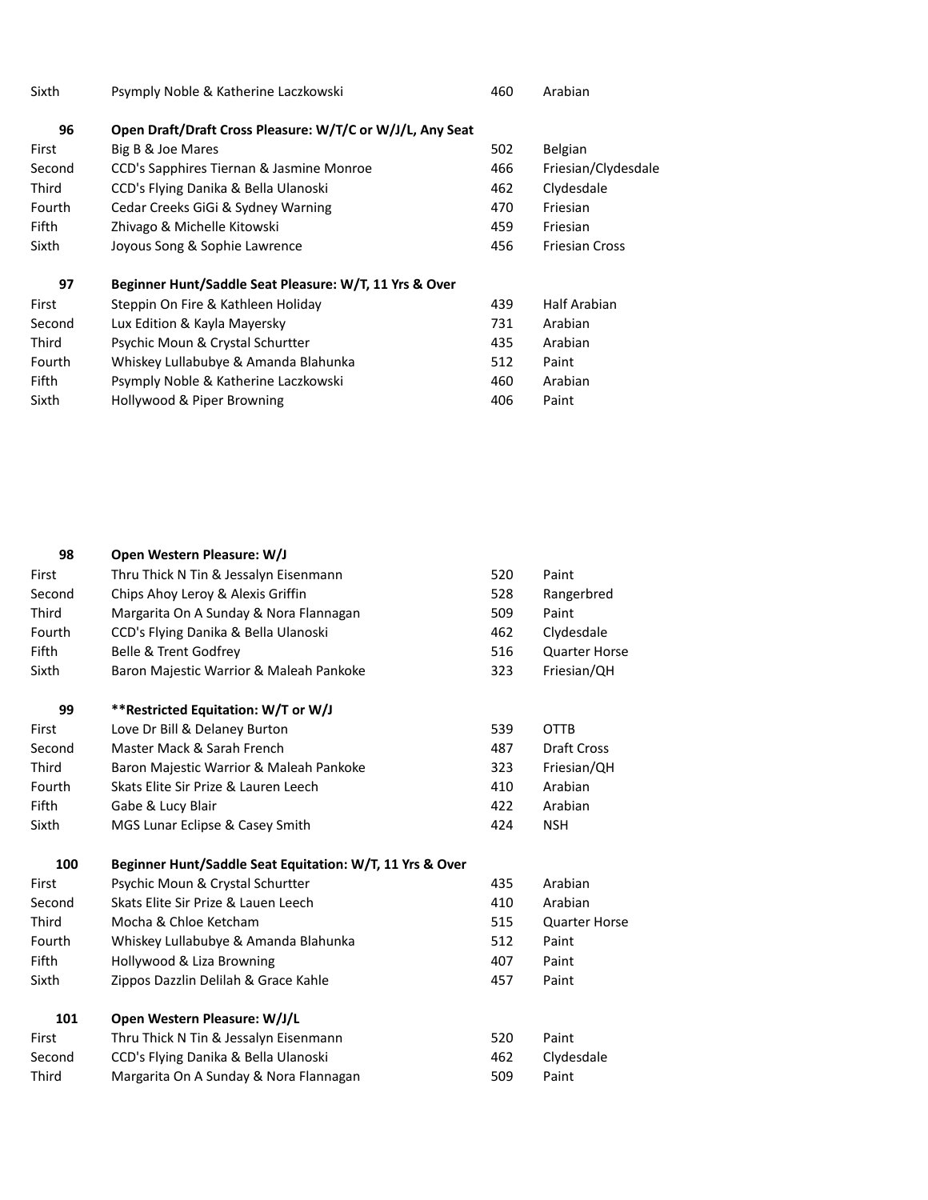| | | | |
|---|---|---|---|
| Sixth | Psymply Noble & Katherine Laczkowski | 460 | Arabian |

| **96** | **Open Draft/Draft Cross Pleasure: W/T/C or W/J/L, Any Seat** | | |
|---|---|---|---|
| First | Big B & Joe Mares | 502 | Belgian |
| Second | CCD's Sapphires Tiernan & Jasmine Monroe | 466 | Friesian/Clydesdale |
| Third | CCD's Flying Danika & Bella Ulanoski | 462 | Clydesdale |
| Fourth | Cedar Creeks GiGi & Sydney Warning | 470 | Friesian |
| Fifth | Zhivago & Michelle Kitowski | 459 | Friesian |
| Sixth | Joyous Song & Sophie Lawrence | 456 | Friesian Cross |

| **97** | **Beginner Hunt/Saddle Seat Pleasure: W/T, 11 Yrs & Over** | | |
|---|---|---|---|
| First | Steppin On Fire & Kathleen Holiday | 439 | Half Arabian |
| Second | Lux Edition & Kayla Mayersky | 731 | Arabian |
| Third | Psychic Moun & Crystal Schurtter | 435 | Arabian |
| Fourth | Whiskey Lullabubye & Amanda Blahunka | 512 | Paint |
| Fifth | Psymply Noble & Katherine Laczkowski | 460 | Arabian |
| Sixth | Hollywood & Piper Browning | 406 | Paint |

| **98** | **Open Western Pleasure: W/J** | | |
|---|---|---|---|
| First | Thru Thick N Tin & Jessalyn Eisenmann | 520 | Paint |
| Second | Chips Ahoy Leroy & Alexis Griffin | 528 | Rangerbred |
| Third | Margarita On A Sunday & Nora Flannagan | 509 | Paint |
| Fourth | CCD's Flying Danika & Bella Ulanoski | 462 | Clydesdale |
| Fifth | Belle & Trent Godfrey | 516 | Quarter Horse |
| Sixth | Baron Majestic Warrior & Maleah Pankoke | 323 | Friesian/QH |

| **99** | **\*\*Restricted Equitation: W/T or W/J** | | |
|---|---|---|---|
| First | Love Dr Bill & Delaney Burton | 539 | OTTB |
| Second | Master Mack & Sarah French | 487 | Draft Cross |
| Third | Baron Majestic Warrior & Maleah Pankoke | 323 | Friesian/QH |
| Fourth | Skats Elite Sir Prize & Lauren Leech | 410 | Arabian |
| Fifth | Gabe & Lucy Blair | 422 | Arabian |
| Sixth | MGS Lunar Eclipse & Casey Smith | 424 | NSH |

| **100** | **Beginner Hunt/Saddle Seat Equitation: W/T, 11 Yrs & Over** | | |
|---|---|---|---|
| First | Psychic Moun & Crystal Schurtter | 435 | Arabian |
| Second | Skats Elite Sir Prize & Lauen Leech | 410 | Arabian |
| Third | Mocha & Chloe Ketcham | 515 | Quarter Horse |
| Fourth | Whiskey Lullabubye & Amanda Blahunka | 512 | Paint |
| Fifth | Hollywood & Liza Browning | 407 | Paint |
| Sixth | Zippos Dazzlin Delilah & Grace Kahle | 457 | Paint |

| **101** | **Open Western Pleasure: W/J/L** | | |
|---|---|---|---|
| First | Thru Thick N Tin & Jessalyn Eisenmann | 520 | Paint |
| Second | CCD's Flying Danika & Bella Ulanoski | 462 | Clydesdale |
| Third | Margarita On A Sunday & Nora Flannagan | 509 | Paint |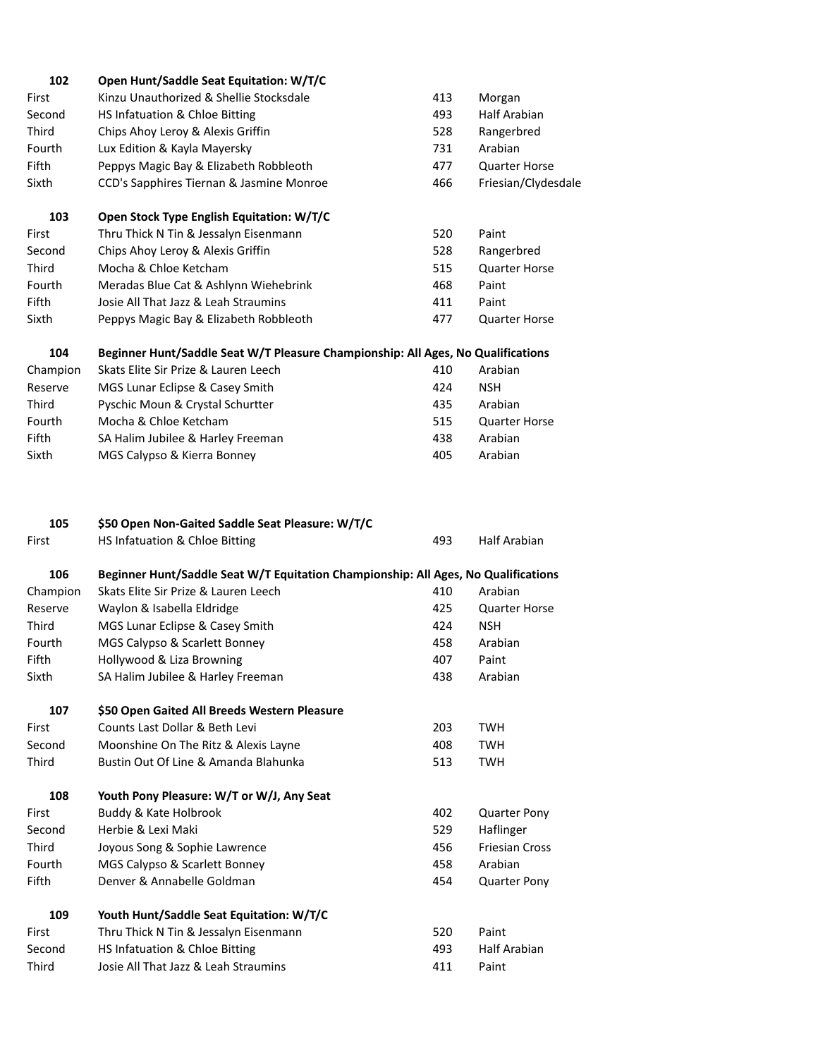**102 Open Hunt/Saddle Seat Equitation: W/T/C**

| Place | Entry | No. | Breed |
|---|---|---|---|
| First | Kinzu Unauthorized & Shellie Stocksdale | 413 | Morgan |
| Second | HS Infatuation & Chloe Bitting | 493 | Half Arabian |
| Third | Chips Ahoy Leroy & Alexis Griffin | 528 | Rangerbred |
| Fourth | Lux Edition & Kayla Mayersky | 731 | Arabian |
| Fifth | Peppys Magic Bay & Elizabeth Robbleoth | 477 | Quarter Horse |
| Sixth | CCD's Sapphires Tiernan & Jasmine Monroe | 466 | Friesian/Clydesdale |

**103 Open Stock Type English Equitation: W/T/C**

| Place | Entry | No. | Breed |
|---|---|---|---|
| First | Thru Thick N Tin & Jessalyn Eisenmann | 520 | Paint |
| Second | Chips Ahoy Leroy & Alexis Griffin | 528 | Rangerbred |
| Third | Mocha & Chloe Ketcham | 515 | Quarter Horse |
| Fourth | Meradas Blue Cat & Ashlynn Wiehebrink | 468 | Paint |
| Fifth | Josie All That Jazz & Leah Straumins | 411 | Paint |
| Sixth | Peppys Magic Bay & Elizabeth Robbleoth | 477 | Quarter Horse |

**104 Beginner Hunt/Saddle Seat W/T Pleasure Championship: All Ages, No Qualifications**

| Place | Entry | No. | Breed |
|---|---|---|---|
| Champion | Skats Elite Sir Prize & Lauren Leech | 410 | Arabian |
| Reserve | MGS Lunar Eclipse & Casey Smith | 424 | NSH |
| Third | Pyschic Moun & Crystal Schurtter | 435 | Arabian |
| Fourth | Mocha & Chloe Ketcham | 515 | Quarter Horse |
| Fifth | SA Halim Jubilee & Harley Freeman | 438 | Arabian |
| Sixth | MGS Calypso & Kierra Bonney | 405 | Arabian |

**105 $50 Open Non-Gaited Saddle Seat Pleasure: W/T/C**

| Place | Entry | No. | Breed |
|---|---|---|---|
| First | HS Infatuation & Chloe Bitting | 493 | Half Arabian |

**106 Beginner Hunt/Saddle Seat W/T Equitation Championship: All Ages, No Qualifications**

| Place | Entry | No. | Breed |
|---|---|---|---|
| Champion | Skats Elite Sir Prize & Lauren Leech | 410 | Arabian |
| Reserve | Waylon & Isabella Eldridge | 425 | Quarter Horse |
| Third | MGS Lunar Eclipse & Casey Smith | 424 | NSH |
| Fourth | MGS Calypso & Scarlett Bonney | 458 | Arabian |
| Fifth | Hollywood & Liza Browning | 407 | Paint |
| Sixth | SA Halim Jubilee & Harley Freeman | 438 | Arabian |

**107 $50 Open Gaited All Breeds Western Pleasure**

| Place | Entry | No. | Breed |
|---|---|---|---|
| First | Counts Last Dollar & Beth Levi | 203 | TWH |
| Second | Moonshine On The Ritz & Alexis Layne | 408 | TWH |
| Third | Bustin Out Of Line & Amanda Blahunka | 513 | TWH |

**108 Youth Pony Pleasure: W/T or W/J, Any Seat**

| Place | Entry | No. | Breed |
|---|---|---|---|
| First | Buddy & Kate Holbrook | 402 | Quarter Pony |
| Second | Herbie & Lexi Maki | 529 | Haflinger |
| Third | Joyous Song & Sophie Lawrence | 456 | Friesian Cross |
| Fourth | MGS Calypso & Scarlett Bonney | 458 | Arabian |
| Fifth | Denver & Annabelle Goldman | 454 | Quarter Pony |

**109 Youth Hunt/Saddle Seat Equitation: W/T/C**

| Place | Entry | No. | Breed |
|---|---|---|---|
| First | Thru Thick N Tin & Jessalyn Eisenmann | 520 | Paint |
| Second | HS Infatuation & Chloe Bitting | 493 | Half Arabian |
| Third | Josie All That Jazz & Leah Straumins | 411 | Paint |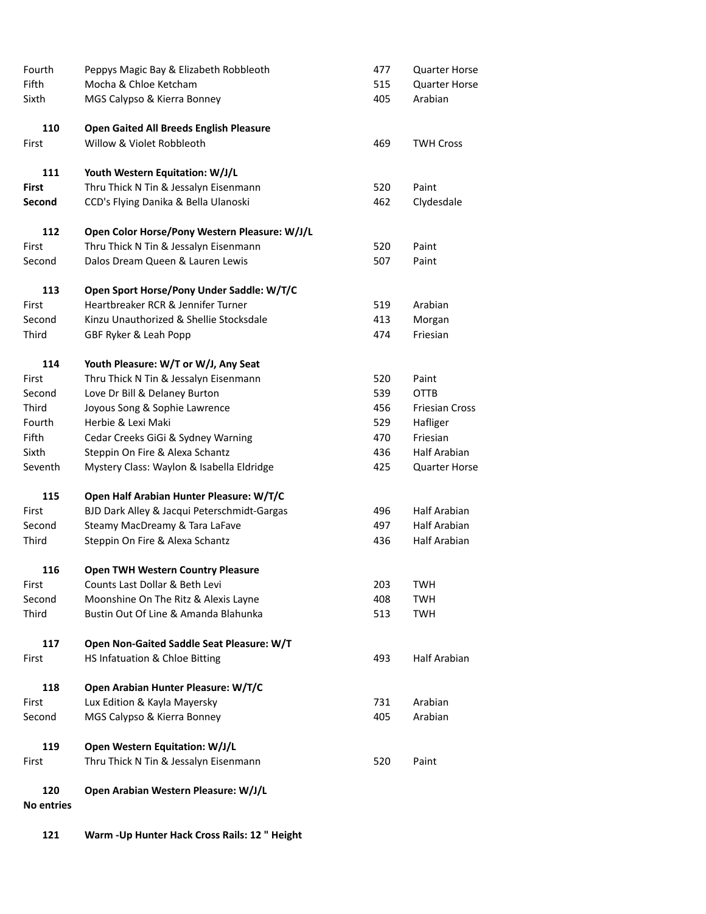| | | | |
|---|---|---|---|
| Fourth | Peppys Magic Bay & Elizabeth Robbleoth | 477 | Quarter Horse |
| Fifth | Mocha & Chloe Ketcham | 515 | Quarter Horse |
| Sixth | MGS Calypso & Kierra Bonney | 405 | Arabian |

**110** **Open Gaited All Breeds English Pleasure**

| | | | |
|---|---|---|---|
| First | Willow & Violet Robbleoth | 469 | TWH Cross |

**111** **Youth Western Equitation: W/J/L**

| | | | |
|---|---|---|---|
| **First** | Thru Thick N Tin & Jessalyn Eisenmann | 520 | Paint |
| **Second** | CCD's Flying Danika & Bella Ulanoski | 462 | Clydesdale |

**112** **Open Color Horse/Pony Western Pleasure: W/J/L**

| | | | |
|---|---|---|---|
| First | Thru Thick N Tin & Jessalyn Eisenmann | 520 | Paint |
| Second | Dalos Dream Queen & Lauren Lewis | 507 | Paint |

**113** **Open Sport Horse/Pony Under Saddle: W/T/C**

| | | | |
|---|---|---|---|
| First | Heartbreaker RCR & Jennifer Turner | 519 | Arabian |
| Second | Kinzu Unauthorized & Shellie Stocksdale | 413 | Morgan |
| Third | GBF Ryker & Leah Popp | 474 | Friesian |

**114** **Youth Pleasure: W/T or W/J, Any Seat**

| | | | |
|---|---|---|---|
| First | Thru Thick N Tin & Jessalyn Eisenmann | 520 | Paint |
| Second | Love Dr Bill & Delaney Burton | 539 | OTTB |
| Third | Joyous Song & Sophie Lawrence | 456 | Friesian Cross |
| Fourth | Herbie & Lexi Maki | 529 | Hafliger |
| Fifth | Cedar Creeks GiGi & Sydney Warning | 470 | Friesian |
| Sixth | Steppin On Fire & Alexa Schantz | 436 | Half Arabian |
| Seventh | Mystery Class: Waylon & Isabella Eldridge | 425 | Quarter Horse |

**115** **Open Half Arabian Hunter Pleasure: W/T/C**

| | | | |
|---|---|---|---|
| First | BJD Dark Alley & Jacqui Peterschmidt-Gargas | 496 | Half Arabian |
| Second | Steamy MacDreamy & Tara LaFave | 497 | Half Arabian |
| Third | Steppin On Fire & Alexa Schantz | 436 | Half Arabian |

**116** **Open TWH Western Country Pleasure**

| | | | |
|---|---|---|---|
| First | Counts Last Dollar & Beth Levi | 203 | TWH |
| Second | Moonshine On The Ritz & Alexis Layne | 408 | TWH |
| Third | Bustin Out Of Line & Amanda Blahunka | 513 | TWH |

**117** **Open Non-Gaited Saddle Seat Pleasure: W/T**

| | | | |
|---|---|---|---|
| First | HS Infatuation & Chloe Bitting | 493 | Half Arabian |

**118** **Open Arabian Hunter Pleasure: W/T/C**

| | | | |
|---|---|---|---|
| First | Lux Edition & Kayla Mayersky | 731 | Arabian |
| Second | MGS Calypso & Kierra Bonney | 405 | Arabian |

**119** **Open Western Equitation: W/J/L**

| | | | |
|---|---|---|---|
| First | Thru Thick N Tin & Jessalyn Eisenmann | 520 | Paint |

**120** **Open Arabian Western Pleasure: W/J/L**

**No entries**

**121** **Warm -Up Hunter Hack Cross Rails: 12 " Height**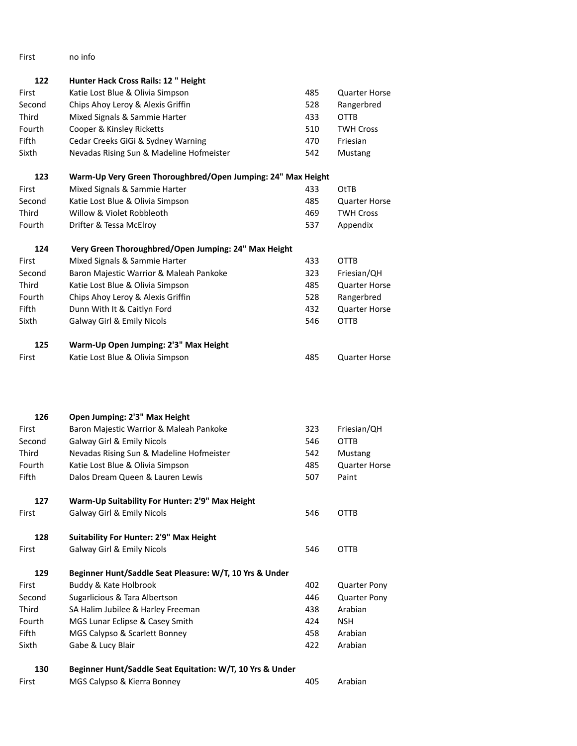| | | | |
|---|---|---|---|
| First | no info | | |
| **122** | **Hunter Hack Cross Rails: 12 " Height** | | |
| First | Katie Lost Blue & Olivia Simpson | 485 | Quarter Horse |
| Second | Chips Ahoy Leroy & Alexis Griffin | 528 | Rangerbred |
| Third | Mixed Signals & Sammie Harter | 433 | OTTB |
| Fourth | Cooper & Kinsley Ricketts | 510 | TWH Cross |
| Fifth | Cedar Creeks GiGi & Sydney Warning | 470 | Friesian |
| Sixth | Nevadas Rising Sun & Madeline Hofmeister | 542 | Mustang |
| **123** | **Warm-Up Very Green Thoroughbred/Open Jumping: 24" Max Height** | | |
| First | Mixed Signals & Sammie Harter | 433 | OtTB |
| Second | Katie Lost Blue & Olivia Simpson | 485 | Quarter Horse |
| Third | Willow & Violet Robbleoth | 469 | TWH Cross |
| Fourth | Drifter & Tessa McElroy | 537 | Appendix |
| **124** | **Very Green Thoroughbred/Open Jumping: 24" Max Height** | | |
| First | Mixed Signals & Sammie Harter | 433 | OTTB |
| Second | Baron Majestic Warrior & Maleah Pankoke | 323 | Friesian/QH |
| Third | Katie Lost Blue & Olivia Simpson | 485 | Quarter Horse |
| Fourth | Chips Ahoy Leroy & Alexis Griffin | 528 | Rangerbred |
| Fifth | Dunn With It & Caitlyn Ford | 432 | Quarter Horse |
| Sixth | Galway Girl & Emily Nicols | 546 | OTTB |
| **125** | **Warm-Up Open Jumping: 2'3" Max Height** | | |
| First | Katie Lost Blue & Olivia Simpson | 485 | Quarter Horse |
| **126** | **Open Jumping: 2'3" Max Height** | | |
| First | Baron Majestic Warrior & Maleah Pankoke | 323 | Friesian/QH |
| Second | Galway Girl & Emily Nicols | 546 | OTTB |
| Third | Nevadas Rising Sun & Madeline Hofmeister | 542 | Mustang |
| Fourth | Katie Lost Blue & Olivia Simpson | 485 | Quarter Horse |
| Fifth | Dalos Dream Queen & Lauren Lewis | 507 | Paint |
| **127** | **Warm-Up Suitability For Hunter: 2'9" Max Height** | | |
| First | Galway Girl & Emily Nicols | 546 | OTTB |
| **128** | **Suitability For Hunter: 2'9" Max Height** | | |
| First | Galway Girl & Emily Nicols | 546 | OTTB |
| **129** | **Beginner Hunt/Saddle Seat Pleasure: W/T, 10 Yrs & Under** | | |
| First | Buddy & Kate Holbrook | 402 | Quarter Pony |
| Second | Sugarlicious & Tara Albertson | 446 | Quarter Pony |
| Third | SA Halim Jubilee & Harley Freeman | 438 | Arabian |
| Fourth | MGS Lunar Eclipse & Casey Smith | 424 | NSH |
| Fifth | MGS Calypso & Scarlett Bonney | 458 | Arabian |
| Sixth | Gabe & Lucy Blair | 422 | Arabian |
| **130** | **Beginner Hunt/Saddle Seat Equitation: W/T, 10 Yrs & Under** | | |
| First | MGS Calypso & Kierra Bonney | 405 | Arabian |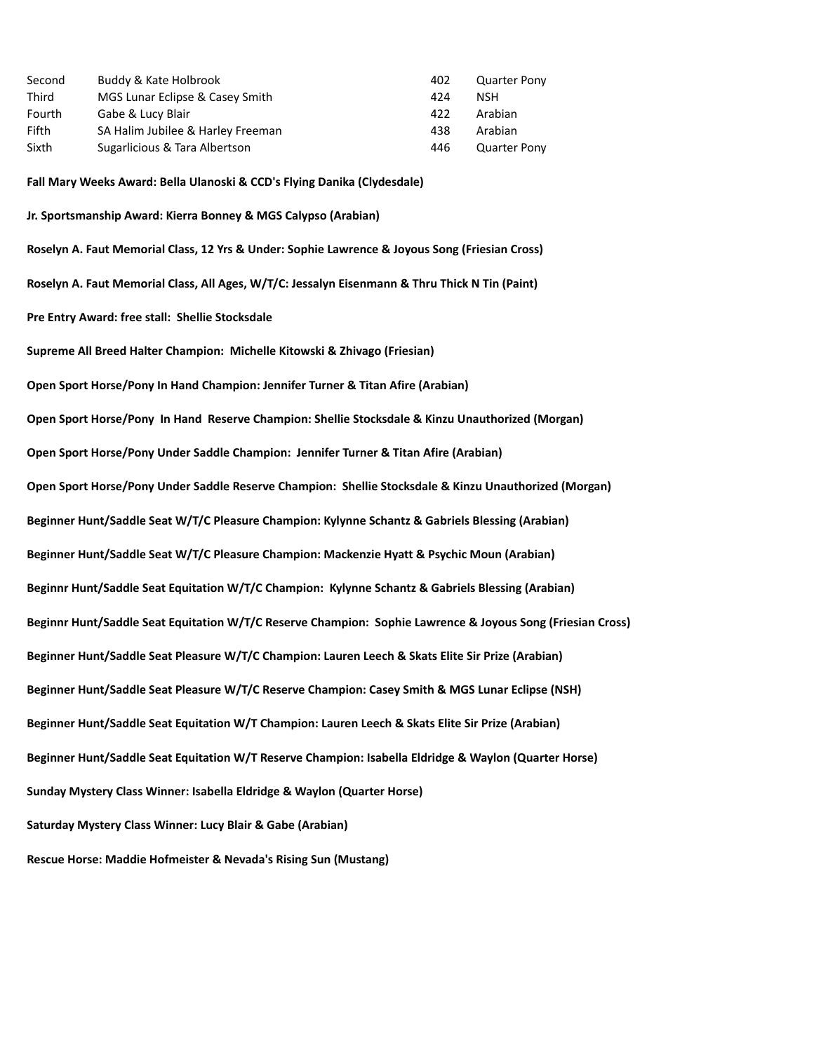| | | | |
|---|---|---|---|
| Second | Buddy & Kate Holbrook | 402 | Quarter Pony |
| Third | MGS Lunar Eclipse & Casey Smith | 424 | NSH |
| Fourth | Gabe & Lucy Blair | 422 | Arabian |
| Fifth | SA Halim Jubilee & Harley Freeman | 438 | Arabian |
| Sixth | Sugarlicious & Tara Albertson | 446 | Quarter Pony |

**Fall Mary Weeks Award: Bella Ulanoski & CCD's Flying Danika (Clydesdale)**

**Jr. Sportsmanship Award: Kierra Bonney & MGS Calypso (Arabian)**

**Roselyn A. Faut Memorial Class, 12 Yrs & Under: Sophie Lawrence & Joyous Song (Friesian Cross)**

**Roselyn A. Faut Memorial Class, All Ages, W/T/C: Jessalyn Eisenmann & Thru Thick N Tin (Paint)**

**Pre Entry Award: free stall: Shellie Stocksdale**

**Supreme All Breed Halter Champion: Michelle Kitowski & Zhivago (Friesian)**

**Open Sport Horse/Pony In Hand Champion: Jennifer Turner & Titan Afire (Arabian)**

**Open Sport Horse/Pony In Hand Reserve Champion: Shellie Stocksdale & Kinzu Unauthorized (Morgan)**

**Open Sport Horse/Pony Under Saddle Champion: Jennifer Turner & Titan Afire (Arabian)**

**Open Sport Horse/Pony Under Saddle Reserve Champion: Shellie Stocksdale & Kinzu Unauthorized (Morgan)**

**Beginner Hunt/Saddle Seat W/T/C Pleasure Champion: Kylynne Schantz & Gabriels Blessing (Arabian)**

**Beginner Hunt/Saddle Seat W/T/C Pleasure Champion: Mackenzie Hyatt & Psychic Moun (Arabian)**

**Beginnr Hunt/Saddle Seat Equitation W/T/C Champion: Kylynne Schantz & Gabriels Blessing (Arabian)**

**Beginnr Hunt/Saddle Seat Equitation W/T/C Reserve Champion: Sophie Lawrence & Joyous Song (Friesian Cross)**

**Beginner Hunt/Saddle Seat Pleasure W/T/C Champion: Lauren Leech & Skats Elite Sir Prize (Arabian)**

**Beginner Hunt/Saddle Seat Pleasure W/T/C Reserve Champion: Casey Smith & MGS Lunar Eclipse (NSH)**

**Beginner Hunt/Saddle Seat Equitation W/T Champion: Lauren Leech & Skats Elite Sir Prize (Arabian)**

**Beginner Hunt/Saddle Seat Equitation W/T Reserve Champion: Isabella Eldridge & Waylon (Quarter Horse)**

**Sunday Mystery Class Winner: Isabella Eldridge & Waylon (Quarter Horse)**

**Saturday Mystery Class Winner: Lucy Blair & Gabe (Arabian)**

**Rescue Horse: Maddie Hofmeister & Nevada's Rising Sun (Mustang)**